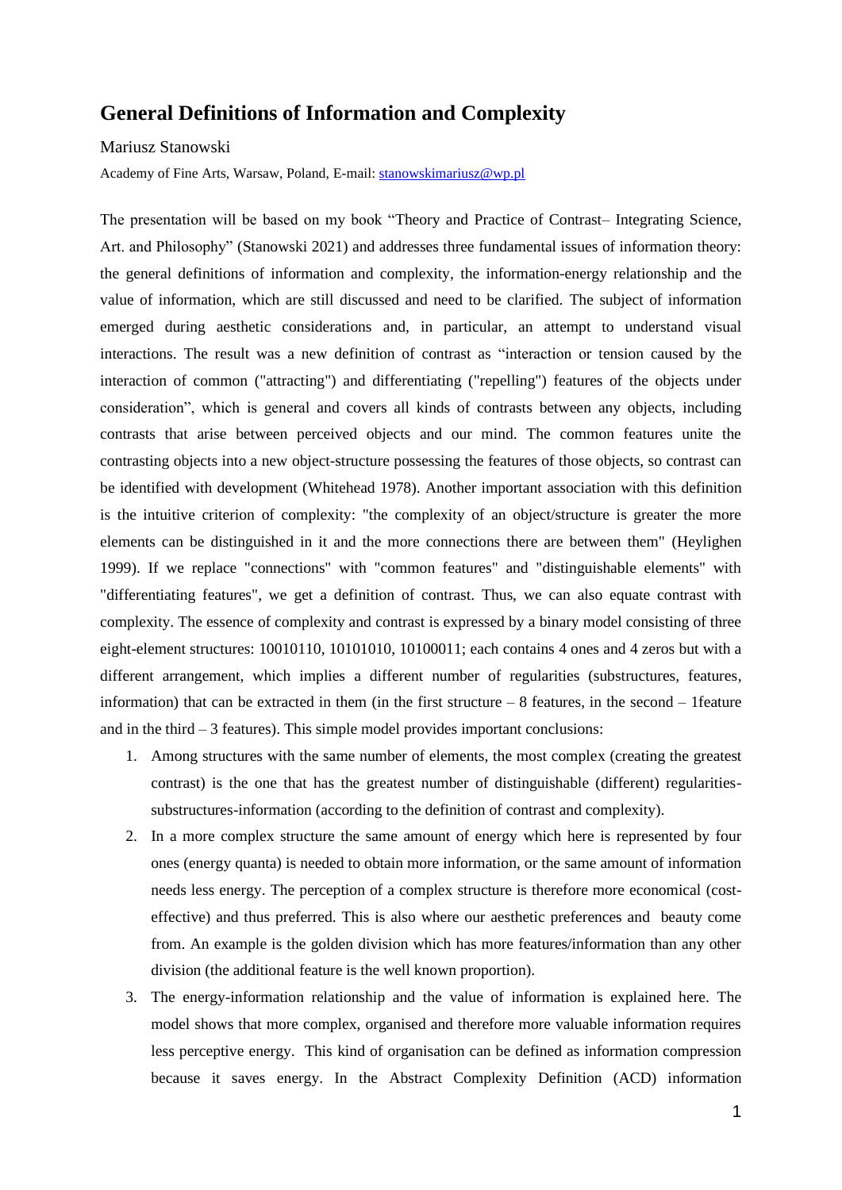# General Definitions of Information and Complexity

Mariusz Stanowski

Academy of Fine Arts, Warsaw, Poland, E-mail: stanowskimariusz@wp.pl

The presentation will be based on my book "Theory and Practice of Contrast– Integrating Science, Art. and Philosophy" (Stanowski 2021) and addresses three fundamental issues of information theory: the general definitions of information and complexity, the information-energy relationship and the value of information, which are still discussed and need to be clarified. The subject of information emerged during aesthetic considerations and, in particular, an attempt to understand visual interactions. The result was a new definition of contrast as "interaction or tension caused by the interaction of common ("attracting") and differentiating ("repelling") features of the objects under consideration", which is general and covers all kinds of contrasts between any objects, including contrasts that arise between perceived objects and our mind. The common features unite the contrasting objects into a new object-structure possessing the features of those objects, so contrast can be identified with development (Whitehead 1978). Another important association with this definition is the intuitive criterion of complexity: "the complexity of an object/structure is greater the more elements can be distinguished in it and the more connections there are between them" (Heylighen 1999). If we replace "connections" with "common features" and "distinguishable elements" with "differentiating features", we get a definition of contrast. Thus, we can also equate contrast with complexity. The essence of complexity and contrast is expressed by a binary model consisting of three eight-element structures: 10010110, 10101010, 10100011; each contains 4 ones and 4 zeros but with a different arrangement, which implies a different number of regularities (substructures, features, information) that can be extracted in them (in the first structure – 8 features, in the second – 1feature and in the third – 3 features). This simple model provides important conclusions:

1. Among structures with the same number of elements, the most complex (creating the greatest contrast) is the one that has the greatest number of distinguishable (different) regularities-substructures-information (according to the definition of contrast and complexity).
2. In a more complex structure the same amount of energy which here is represented by four ones (energy quanta) is needed to obtain more information, or the same amount of information needs less energy. The perception of a complex structure is therefore more economical (cost-effective) and thus preferred. This is also where our aesthetic preferences and beauty come from. An example is the golden division which has more features/information than any other division (the additional feature is the well known proportion).
3. The energy-information relationship and the value of information is explained here. The model shows that more complex, organised and therefore more valuable information requires less perceptive energy. This kind of organisation can be defined as information compression because it saves energy. In the Abstract Complexity Definition (ACD) information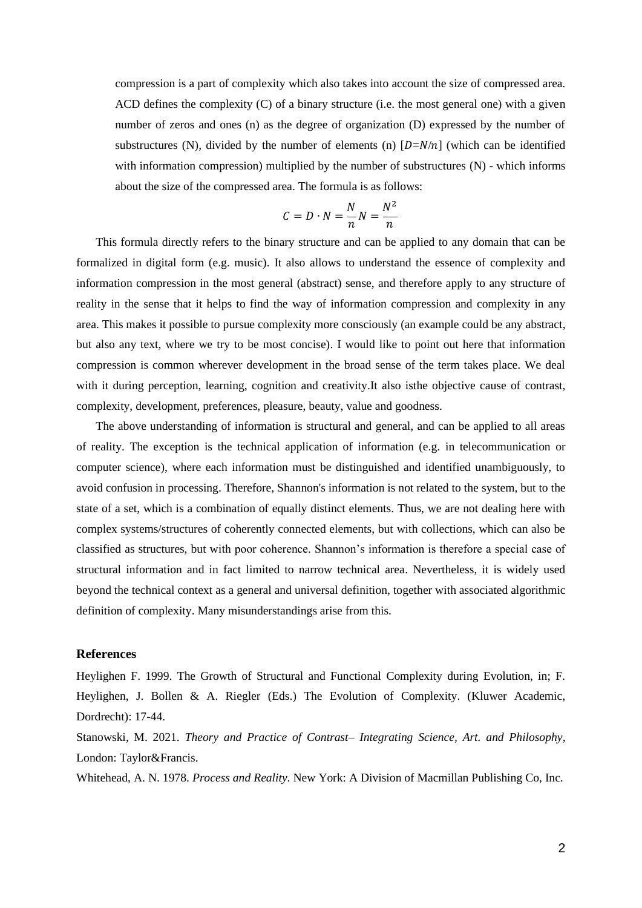compression is a part of complexity which also takes into account the size of compressed area. ACD defines the complexity (C) of a binary structure (i.e. the most general one) with a given number of zeros and ones (n) as the degree of organization (D) expressed by the number of substructures (N), divided by the number of elements (n) [$D=N/n$] (which can be identified with information compression) multiplied by the number of substructures (N) - which informs about the size of the compressed area. The formula is as follows:

$$C = D \cdot N = \frac{N}{n}N = \frac{N^2}{n}$$

This formula directly refers to the binary structure and can be applied to any domain that can be formalized in digital form (e.g. music). It also allows to understand the essence of complexity and information compression in the most general (abstract) sense, and therefore apply to any structure of reality in the sense that it helps to find the way of information compression and complexity in any area. This makes it possible to pursue complexity more consciously (an example could be any abstract, but also any text, where we try to be most concise). I would like to point out here that information compression is common wherever development in the broad sense of the term takes place. We deal with it during perception, learning, cognition and creativity.It also isthe objective cause of contrast, complexity, development, preferences, pleasure, beauty, value and goodness.

The above understanding of information is structural and general, and can be applied to all areas of reality. The exception is the technical application of information (e.g. in telecommunication or computer science), where each information must be distinguished and identified unambiguously, to avoid confusion in processing. Therefore, Shannon's information is not related to the system, but to the state of a set, which is a combination of equally distinct elements. Thus, we are not dealing here with complex systems/structures of coherently connected elements, but with collections, which can also be classified as structures, but with poor coherence. Shannon's information is therefore a special case of structural information and in fact limited to narrow technical area. Nevertheless, it is widely used beyond the technical context as a general and universal definition, together with associated algorithmic definition of complexity. Many misunderstandings arise from this.

## References

Heylighen F. 1999. The Growth of Structural and Functional Complexity during Evolution, in; F. Heylighen, J. Bollen & A. Riegler (Eds.) The Evolution of Complexity. (Kluwer Academic, Dordrecht): 17-44.

Stanowski, M. 2021. *Theory and Practice of Contrast– Integrating Science, Art. and Philosophy*, London: Taylor&Francis.

Whitehead, A. N. 1978. *Process and Reality*. New York: A Division of Macmillan Publishing Co, Inc.